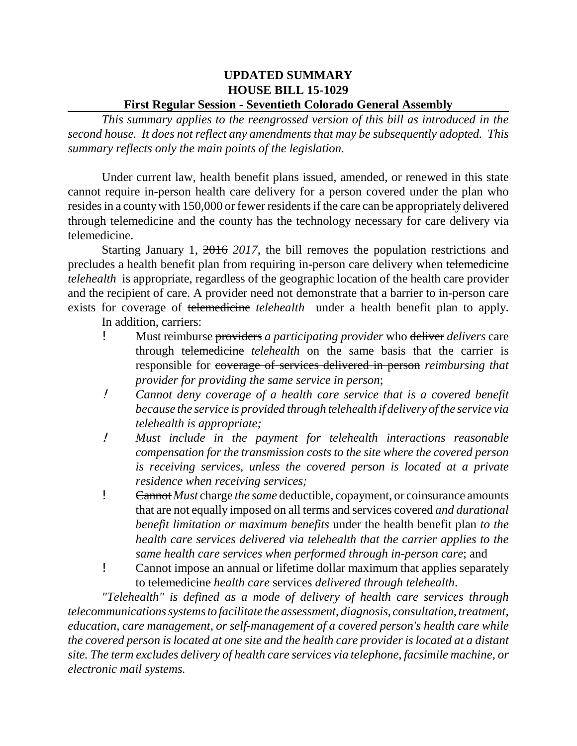**UPDATED SUMMARY**
**HOUSE BILL 15-1029**
**First Regular Session - Seventieth Colorado General Assembly**

*This summary applies to the reengrossed version of this bill as introduced in the second house. It does not reflect any amendments that may be subsequently adopted. This summary reflects only the main points of the legislation.*

Under current law, health benefit plans issued, amended, or renewed in this state cannot require in-person health care delivery for a person covered under the plan who resides in a county with 150,000 or fewer residents if the care can be appropriately delivered through telemedicine and the county has the technology necessary for care delivery via telemedicine.

Starting January 1, ~~2016~~ *2017*, the bill removes the population restrictions and precludes a health benefit plan from requiring in-person care delivery when ~~telemedicine~~ *telehealth* is appropriate, regardless of the geographic location of the health care provider and the recipient of care. A provider need not demonstrate that a barrier to in-person care exists for coverage of ~~telemedicine~~ *telehealth* under a health benefit plan to apply.

In addition, carriers:

- Must reimburse ~~providers~~ *a participating provider* who ~~deliver~~ *delivers* care through ~~telemedicine~~ *telehealth* on the same basis that the carrier is responsible for ~~coverage of services delivered in person~~ *reimbursing that provider for providing the same service in person*;
- *Cannot deny coverage of a health care service that is a covered benefit because the service is provided through telehealth if delivery of the service via telehealth is appropriate;*
- *Must include in the payment for telehealth interactions reasonable compensation for the transmission costs to the site where the covered person is receiving services, unless the covered person is located at a private residence when receiving services;*
- ~~Cannot~~ *Must* charge *the same* deductible, copayment, or coinsurance amounts ~~that are not equally imposed on all terms and services covered~~ *and durational benefit limitation or maximum benefits* under the health benefit plan *to the health care services delivered via telehealth that the carrier applies to the same health care services when performed through in-person care*; and
- Cannot impose an annual or lifetime dollar maximum that applies separately to ~~telemedicine~~ *health care* services *delivered through telehealth*.

*"Telehealth" is defined as a mode of delivery of health care services through telecommunications systems to facilitate the assessment, diagnosis, consultation, treatment, education, care management, or self-management of a covered person's health care while the covered person is located at one site and the health care provider is located at a distant site. The term excludes delivery of health care services via telephone, facsimile machine, or electronic mail systems.*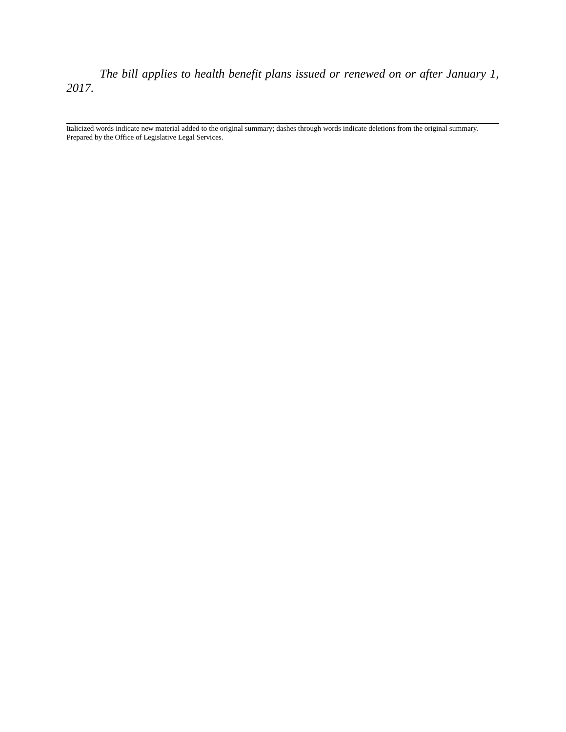*The bill applies to health benefit plans issued or renewed on or after January 1, 2017.*

---

Italicized words indicate new material added to the original summary; dashes through words indicate deletions from the original summary.
Prepared by the Office of Legislative Legal Services.